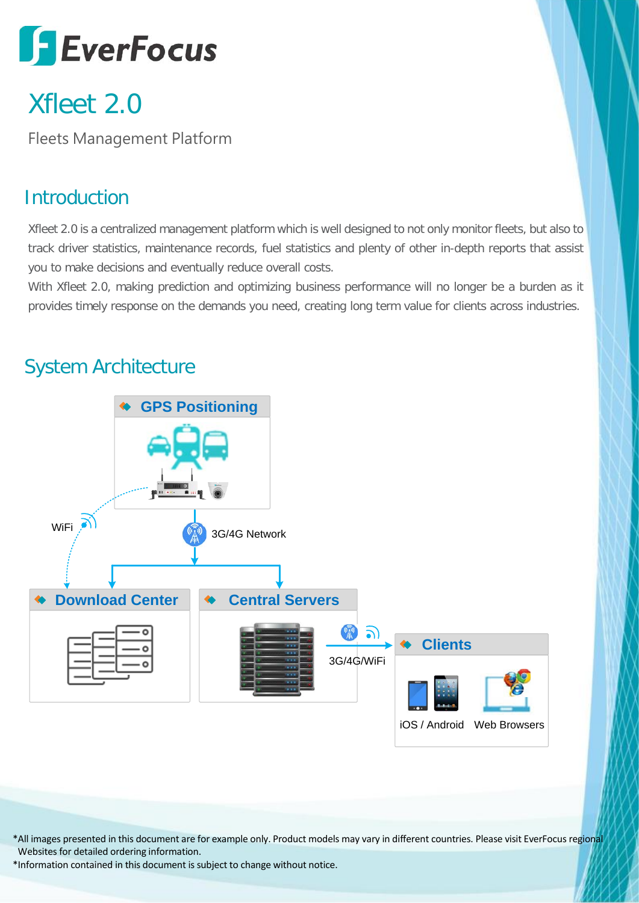# EverFocus

# Xfleet 2.0

Fleets Management Platform

## Introduction

Xfleet 2.0 is a centralized management platform which is well designed to not only monitor fleets, but also to track driver statistics, maintenance records, fuel statistics and plenty of other in-depth reports that assist you to make decisions and eventually reduce overall costs.

With Xfleet 2.0, making prediction and optimizing business performance will no longer be a burden as it provides timely response on the demands you need, creating long term value for clients across industries.

## System Architecture

GPS Positioning

WiFi

3G/4G Network

Download Center

Central Servers

3G/4G/WiFi

Clients

iOS / Android

Web Browsers

*All images presented in this document are for example only. Product models may vary in different countries. Please visit EverFocus regional Websites for detailed ordering information.

*Information contained in this document is subject to change without notice.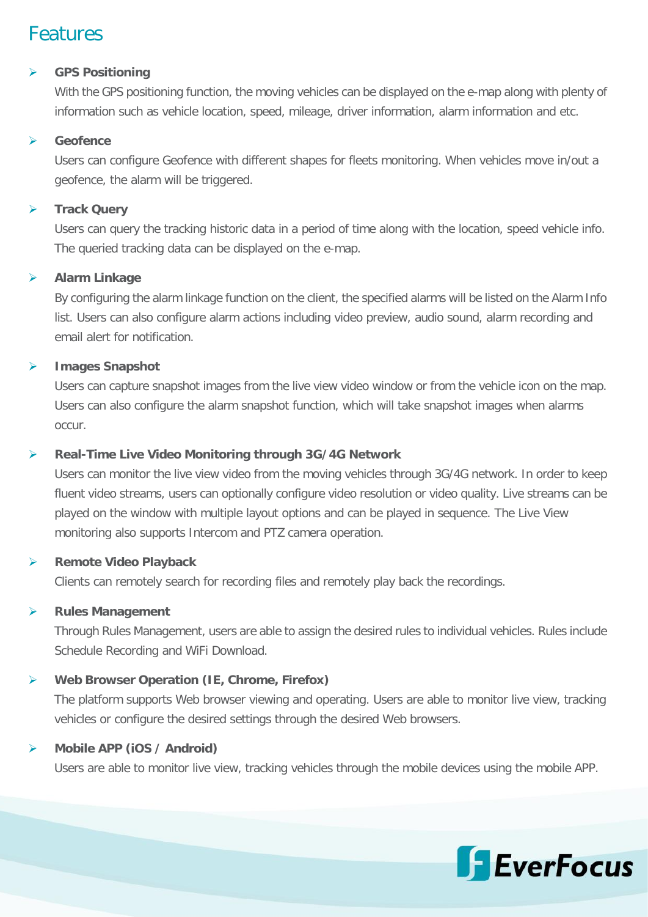# Features

- **GPS Positioning**

  With the GPS positioning function, the moving vehicles can be displayed on the e-map along with plenty of information such as vehicle location, speed, mileage, driver information, alarm information and etc.

- **Geofence**

  Users can configure Geofence with different shapes for fleets monitoring. When vehicles move in/out a geofence, the alarm will be triggered.

- **Track Query**

  Users can query the tracking historic data in a period of time along with the location, speed vehicle info. The queried tracking data can be displayed on the e-map.

- **Alarm Linkage**

  By configuring the alarm linkage function on the client, the specified alarms will be listed on the Alarm Info list. Users can also configure alarm actions including video preview, audio sound, alarm recording and email alert for notification.

- **Images Snapshot**

  Users can capture snapshot images from the live view video window or from the vehicle icon on the map. Users can also configure the alarm snapshot function, which will take snapshot images when alarms occur.

- **Real-Time Live Video Monitoring through 3G/4G Network**

  Users can monitor the live view video from the moving vehicles through 3G/4G network. In order to keep fluent video streams, users can optionally configure video resolution or video quality. Live streams can be played on the window with multiple layout options and can be played in sequence. The Live View monitoring also supports Intercom and PTZ camera operation.

- **Remote Video Playback**

  Clients can remotely search for recording files and remotely play back the recordings.

- **Rules Management**

  Through Rules Management, users are able to assign the desired rules to individual vehicles. Rules include Schedule Recording and WiFi Download.

- **Web Browser Operation (IE, Chrome, Firefox)**

  The platform supports Web browser viewing and operating. Users are able to monitor live view, tracking vehicles or configure the desired settings through the desired Web browsers.

- **Mobile APP (iOS / Android)**

  Users are able to monitor live view, tracking vehicles through the mobile devices using the mobile APP.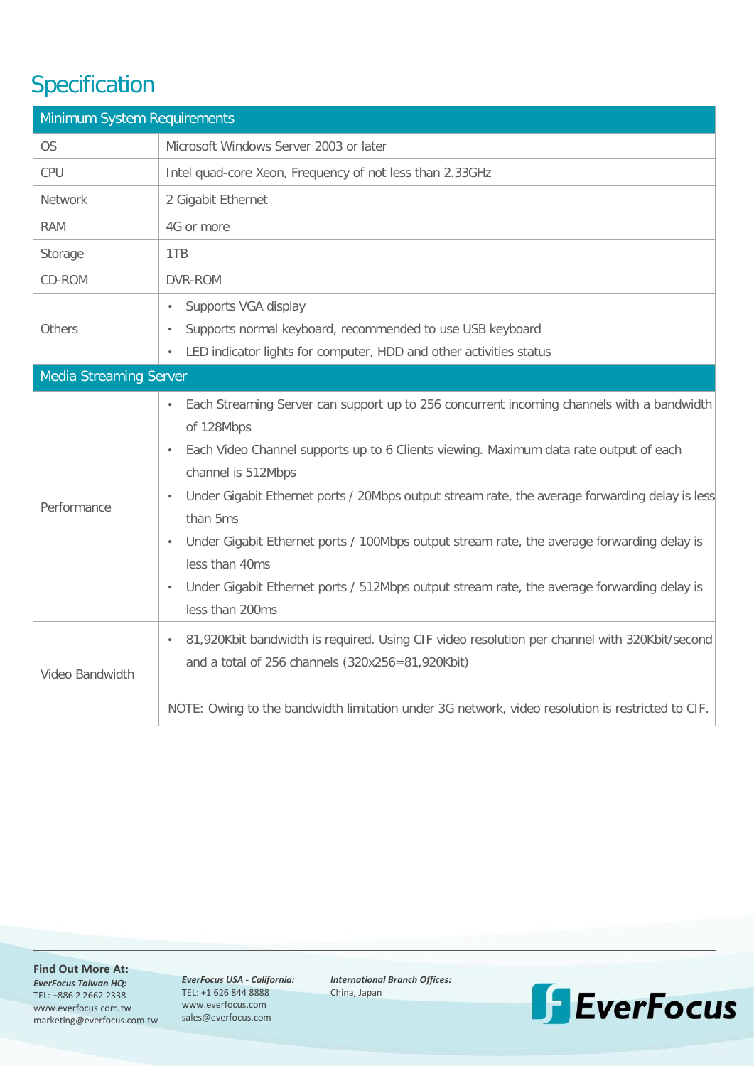# Specification

| Minimum System Requirements | |
|---|---|
| OS | Microsoft Windows Server 2003 or later |
| CPU | Intel quad-core Xeon, Frequency of not less than 2.33GHz |
| Network | 2 Gigabit Ethernet |
| RAM | 4G or more |
| Storage | 1TB |
| CD-ROM | DVR-ROM |
| Others | • Supports VGA display<br>• Supports normal keyboard, recommended to use USB keyboard<br>• LED indicator lights for computer, HDD and other activities status |
| **Media Streaming Server** | |
| Performance | • Each Streaming Server can support up to 256 concurrent incoming channels with a bandwidth of 128Mbps<br>• Each Video Channel supports up to 6 Clients viewing. Maximum data rate output of each channel is 512Mbps<br>• Under Gigabit Ethernet ports / 20Mbps output stream rate, the average forwarding delay is less than 5ms<br>• Under Gigabit Ethernet ports / 100Mbps output stream rate, the average forwarding delay is less than 40ms<br>• Under Gigabit Ethernet ports / 512Mbps output stream rate, the average forwarding delay is less than 200ms |
| Video Bandwidth | • 81,920Kbit bandwidth is required. Using CIF video resolution per channel with 320Kbit/second and a total of 256 channels (320x256=81,920Kbit)<br><br>NOTE: Owing to the bandwidth limitation under 3G network, video resolution is restricted to CIF. |

**Find Out More At:**

***EverFocus Taiwan HQ:***
TEL: +886 2 2662 2338
www.everfocus.com.tw
marketing@everfocus.com.tw

***EverFocus USA - California:***
TEL: +1 626 844 8888
www.everfocus.com
sales@everfocus.com

***International Branch Offices:***
China, Japan

EverFocus